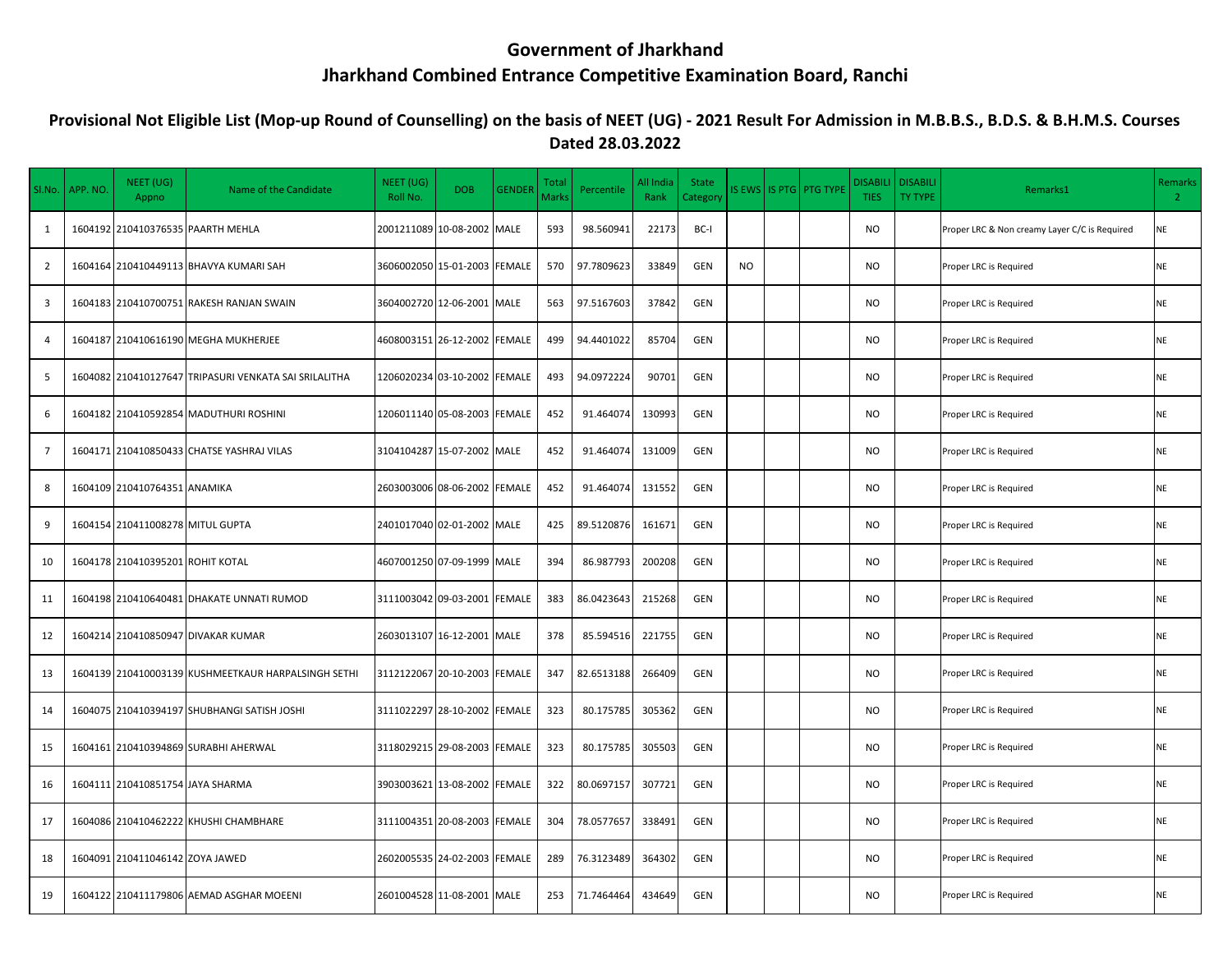# Government of Jharkhand

# Jharkhand Combined Entrance Competitive Examination Board, Ranchi

## Provisional Not Eligible List (Mop-up Round of Counselling) on the basis of NEET (UG) - 2021 Result For Admission in M.B.B.S., B.D.S. & B.H.M.S. Courses Dated 28.03.2022

| Sl.No. | APP. NO. | NEET (UG) Appno | Name of the Candidate | NEET (UG) Roll No. | DOB | GENDER | Total Marks | Percentile | All India Rank | State Category | IS EWS | IS PTG | PTG TYPE | DISABILITIES | DISABILITY TYPE | Remarks1 | Remarks 2 |
|---|---|---|---|---|---|---|---|---|---|---|---|---|---|---|---|---|---|
| 1 | 1604192 | 210410376535 | PAARTH MEHLA | 2001211089 | 10-08-2002 | MALE | 593 | 98.560941 | 22173 | BC-I | | | | NO | | Proper LRC & Non creamy Layer C/C is Required | NE |
| 2 | 1604164 | 210410449113 | BHAVYA KUMARI SAH | 3606002050 | 15-01-2003 | FEMALE | 570 | 97.7809623 | 33849 | GEN | NO | | | NO | | Proper LRC is Required | NE |
| 3 | 1604183 | 210410700751 | RAKESH RANJAN SWAIN | 3604002720 | 12-06-2001 | MALE | 563 | 97.5167603 | 37842 | GEN | | | | NO | | Proper LRC is Required | NE |
| 4 | 1604187 | 210410616190 | MEGHA MUKHERJEE | 4608003151 | 26-12-2002 | FEMALE | 499 | 94.4401022 | 85704 | GEN | | | | NO | | Proper LRC is Required | NE |
| 5 | 1604082 | 210410127647 | TRIPASURI VENKATA SAI SRILALITHA | 1206020234 | 03-10-2002 | FEMALE | 493 | 94.0972224 | 90701 | GEN | | | | NO | | Proper LRC is Required | NE |
| 6 | 1604182 | 210410592854 | MADUTHURI ROSHINI | 1206011140 | 05-08-2003 | FEMALE | 452 | 91.464074 | 130993 | GEN | | | | NO | | Proper LRC is Required | NE |
| 7 | 1604171 | 210410850433 | CHATSE YASHRAJ VILAS | 3104104287 | 15-07-2002 | MALE | 452 | 91.464074 | 131009 | GEN | | | | NO | | Proper LRC is Required | NE |
| 8 | 1604109 | 210410764351 | ANAMIKA | 2603003006 | 08-06-2002 | FEMALE | 452 | 91.464074 | 131552 | GEN | | | | NO | | Proper LRC is Required | NE |
| 9 | 1604154 | 210411008278 | MITUL GUPTA | 2401017040 | 02-01-2002 | MALE | 425 | 89.5120876 | 161671 | GEN | | | | NO | | Proper LRC is Required | NE |
| 10 | 1604178 | 210410395201 | ROHIT KOTAL | 4607001250 | 07-09-1999 | MALE | 394 | 86.987793 | 200208 | GEN | | | | NO | | Proper LRC is Required | NE |
| 11 | 1604198 | 210410640481 | DHAKATE UNNATI RUMOD | 3111003042 | 09-03-2001 | FEMALE | 383 | 86.0423643 | 215268 | GEN | | | | NO | | Proper LRC is Required | NE |
| 12 | 1604214 | 210410850947 | DIVAKAR KUMAR | 2603013107 | 16-12-2001 | MALE | 378 | 85.594516 | 221755 | GEN | | | | NO | | Proper LRC is Required | NE |
| 13 | 1604139 | 210410003139 | KUSHMEETKAUR HARPALSINGH SETHI | 3112122067 | 20-10-2003 | FEMALE | 347 | 82.6513188 | 266409 | GEN | | | | NO | | Proper LRC is Required | NE |
| 14 | 1604075 | 210410394197 | SHUBHANGI SATISH JOSHI | 3111022297 | 28-10-2002 | FEMALE | 323 | 80.175785 | 305362 | GEN | | | | NO | | Proper LRC is Required | NE |
| 15 | 1604161 | 210410394869 | SURABHI AHERWAL | 3118029215 | 29-08-2003 | FEMALE | 323 | 80.175785 | 305503 | GEN | | | | NO | | Proper LRC is Required | NE |
| 16 | 1604111 | 210410851754 | JAYA SHARMA | 3903003621 | 13-08-2002 | FEMALE | 322 | 80.0697157 | 307721 | GEN | | | | NO | | Proper LRC is Required | NE |
| 17 | 1604086 | 210410462222 | KHUSHI CHAMBHARE | 3111004351 | 20-08-2003 | FEMALE | 304 | 78.0577657 | 338491 | GEN | | | | NO | | Proper LRC is Required | NE |
| 18 | 1604091 | 210411046142 | ZOYA JAWED | 2602005535 | 24-02-2003 | FEMALE | 289 | 76.3123489 | 364302 | GEN | | | | NO | | Proper LRC is Required | NE |
| 19 | 1604122 | 210411179806 | AEMAD ASGHAR MOEENI | 2601004528 | 11-08-2001 | MALE | 253 | 71.7464464 | 434649 | GEN | | | | NO | | Proper LRC is Required | NE |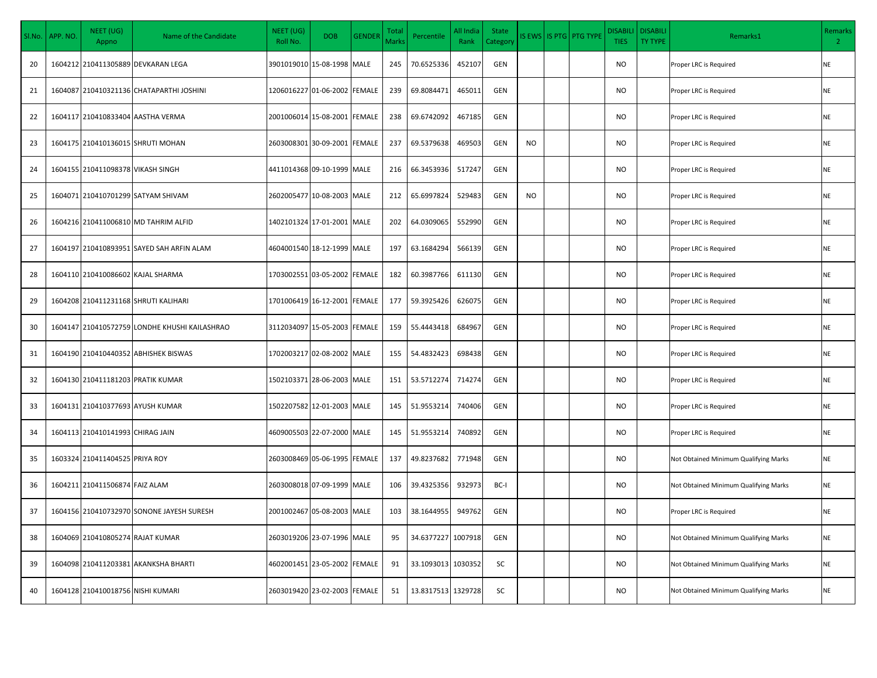| Sl.No. | APP. NO. | NEET (UG) Appno | Name of the Candidate | NEET (UG) Roll No. | DOB | GENDER | Total Marks | Percentile | All India Rank | State Category | IS EWS | IS PTG | PTG TYPE | DISABILITIES | DISABILITY TYPE | Remarks1 | Remarks 2 |
|---|---|---|---|---|---|---|---|---|---|---|---|---|---|---|---|---|---|
| 20 | 1604212 | 210411305889 | DEVKARAN LEGA | 3901019010 | 15-08-1998 | MALE | 245 | 70.6525336 | 452107 | GEN | | | | NO | | Proper LRC is Required | NE |
| 21 | 1604087 | 210410321136 | CHATAPARTHI JOSHINI | 1206016227 | 01-06-2002 | FEMALE | 239 | 69.8084471 | 465011 | GEN | | | | NO | | Proper LRC is Required | NE |
| 22 | 1604117 | 210410833404 | AASTHA VERMA | 2001006014 | 15-08-2001 | FEMALE | 238 | 69.6742092 | 467185 | GEN | | | | NO | | Proper LRC is Required | NE |
| 23 | 1604175 | 210410136015 | SHRUTI MOHAN | 2603008301 | 30-09-2001 | FEMALE | 237 | 69.5379638 | 469503 | GEN | NO | | | NO | | Proper LRC is Required | NE |
| 24 | 1604155 | 210411098378 | VIKASH SINGH | 4411014368 | 09-10-1999 | MALE | 216 | 66.3453936 | 517247 | GEN | | | | NO | | Proper LRC is Required | NE |
| 25 | 1604071 | 210410701299 | SATYAM SHIVAM | 2602005477 | 10-08-2003 | MALE | 212 | 65.6997824 | 529483 | GEN | NO | | | NO | | Proper LRC is Required | NE |
| 26 | 1604216 | 210411006810 | MD TAHRIM ALFID | 1402101324 | 17-01-2001 | MALE | 202 | 64.0309065 | 552990 | GEN | | | | NO | | Proper LRC is Required | NE |
| 27 | 1604197 | 210410893951 | SAYED SAH ARFIN ALAM | 4604001540 | 18-12-1999 | MALE | 197 | 63.1684294 | 566139 | GEN | | | | NO | | Proper LRC is Required | NE |
| 28 | 1604110 | 210410086602 | KAJAL SHARMA | 1703002551 | 03-05-2002 | FEMALE | 182 | 60.3987766 | 611130 | GEN | | | | NO | | Proper LRC is Required | NE |
| 29 | 1604208 | 210411231168 | SHRUTI KALIHARI | 1701006419 | 16-12-2001 | FEMALE | 177 | 59.3925426 | 626075 | GEN | | | | NO | | Proper LRC is Required | NE |
| 30 | 1604147 | 210410572759 | LONDHE KHUSHI KAILASHRAO | 3112034097 | 15-05-2003 | FEMALE | 159 | 55.4443418 | 684967 | GEN | | | | NO | | Proper LRC is Required | NE |
| 31 | 1604190 | 210410440352 | ABHISHEK BISWAS | 1702003217 | 02-08-2002 | MALE | 155 | 54.4832423 | 698438 | GEN | | | | NO | | Proper LRC is Required | NE |
| 32 | 1604130 | 210411181203 | PRATIK KUMAR | 1502103371 | 28-06-2003 | MALE | 151 | 53.5712274 | 714274 | GEN | | | | NO | | Proper LRC is Required | NE |
| 33 | 1604131 | 210410377693 | AYUSH KUMAR | 1502207582 | 12-01-2003 | MALE | 145 | 51.9553214 | 740406 | GEN | | | | NO | | Proper LRC is Required | NE |
| 34 | 1604113 | 210410141993 | CHIRAG JAIN | 4609005503 | 22-07-2000 | MALE | 145 | 51.9553214 | 740892 | GEN | | | | NO | | Proper LRC is Required | NE |
| 35 | 1603324 | 210411404525 | PRIYA ROY | 2603008469 | 05-06-1995 | FEMALE | 137 | 49.8237682 | 771948 | GEN | | | | NO | | Not Obtained Minimum Qualifying Marks | NE |
| 36 | 1604211 | 210411506874 | FAIZ ALAM | 2603008018 | 07-09-1999 | MALE | 106 | 39.4325356 | 932973 | BC-I | | | | NO | | Not Obtained Minimum Qualifying Marks | NE |
| 37 | 1604156 | 210410732970 | SONONE JAYESH SURESH | 2001002467 | 05-08-2003 | MALE | 103 | 38.1644955 | 949762 | GEN | | | | NO | | Proper LRC is Required | NE |
| 38 | 1604069 | 210410805274 | RAJAT KUMAR | 2603019206 | 23-07-1996 | MALE | 95 | 34.6377227 | 1007918 | GEN | | | | NO | | Not Obtained Minimum Qualifying Marks | NE |
| 39 | 1604098 | 210411203381 | AKANKSHA BHARTI | 4602001451 | 23-05-2002 | FEMALE | 91 | 33.1093013 | 1030352 | SC | | | | NO | | Not Obtained Minimum Qualifying Marks | NE |
| 40 | 1604128 | 210410018756 | NISHI KUMARI | 2603019420 | 23-02-2003 | FEMALE | 51 | 13.8317513 | 1329728 | SC | | | | NO | | Not Obtained Minimum Qualifying Marks | NE |